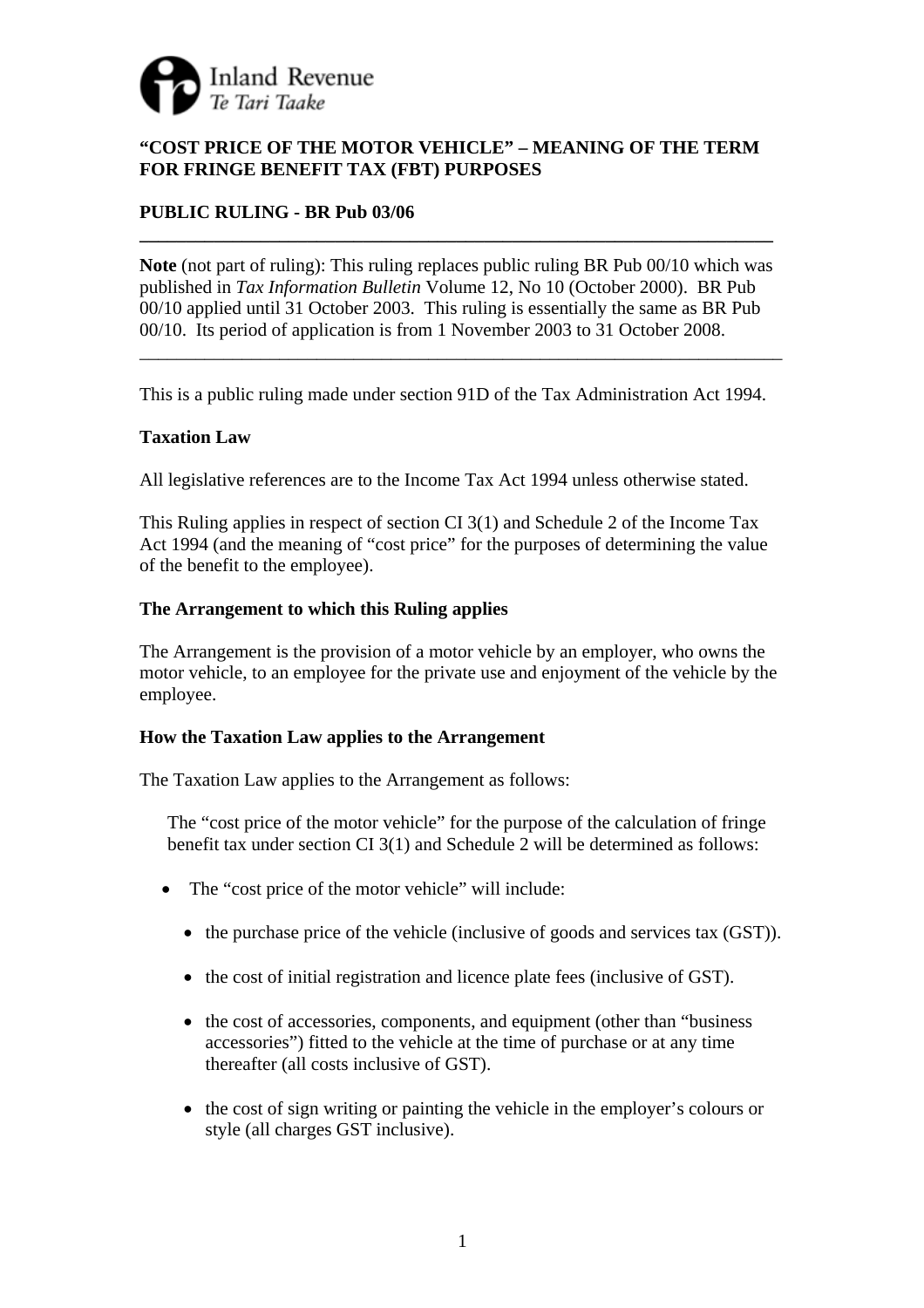**"COST PRICE OF THE MOTOR VEHICLE" – MEANING OF THE TERM FOR FRINGE BENEFIT TAX (FBT) PURPOSES**

**PUBLIC RULING - BR Pub 03/06**

---

**Note** (not part of ruling): This ruling replaces public ruling BR Pub 00/10 which was published in *Tax Information Bulletin* Volume 12, No 10 (October 2000). BR Pub 00/10 applied until 31 October 2003. This ruling is essentially the same as BR Pub 00/10. Its period of application is from 1 November 2003 to 31 October 2008.

---

This is a public ruling made under section 91D of the Tax Administration Act 1994.

**Taxation Law**

All legislative references are to the Income Tax Act 1994 unless otherwise stated.

This Ruling applies in respect of section CI 3(1) and Schedule 2 of the Income Tax Act 1994 (and the meaning of "cost price" for the purposes of determining the value of the benefit to the employee).

**The Arrangement to which this Ruling applies**

The Arrangement is the provision of a motor vehicle by an employer, who owns the motor vehicle, to an employee for the private use and enjoyment of the vehicle by the employee.

**How the Taxation Law applies to the Arrangement**

The Taxation Law applies to the Arrangement as follows:

The "cost price of the motor vehicle" for the purpose of the calculation of fringe benefit tax under section CI 3(1) and Schedule 2 will be determined as follows:

- The "cost price of the motor vehicle" will include:
  - the purchase price of the vehicle (inclusive of goods and services tax (GST)).
  - the cost of initial registration and licence plate fees (inclusive of GST).
  - the cost of accessories, components, and equipment (other than "business accessories") fitted to the vehicle at the time of purchase or at any time thereafter (all costs inclusive of GST).
  - the cost of sign writing or painting the vehicle in the employer's colours or style (all charges GST inclusive).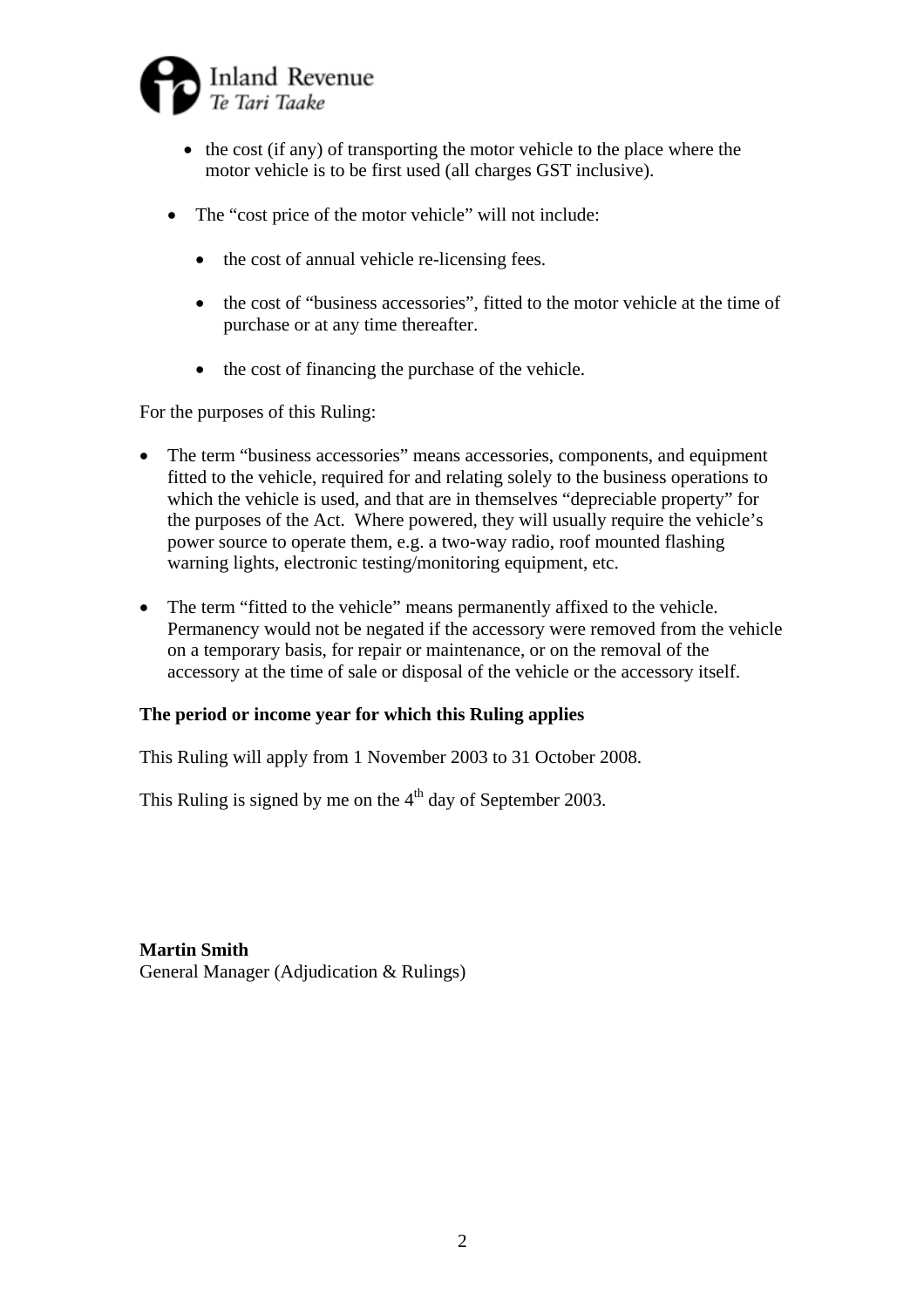- the cost (if any) of transporting the motor vehicle to the place where the motor vehicle is to be first used (all charges GST inclusive).

- The "cost price of the motor vehicle" will not include:

    - the cost of annual vehicle re-licensing fees.

    - the cost of "business accessories", fitted to the motor vehicle at the time of purchase or at any time thereafter.

    - the cost of financing the purchase of the vehicle.

For the purposes of this Ruling:

- The term "business accessories" means accessories, components, and equipment fitted to the vehicle, required for and relating solely to the business operations to which the vehicle is used, and that are in themselves "depreciable property" for the purposes of the Act. Where powered, they will usually require the vehicle's power source to operate them, e.g. a two-way radio, roof mounted flashing warning lights, electronic testing/monitoring equipment, etc.

- The term "fitted to the vehicle" means permanently affixed to the vehicle. Permanency would not be negated if the accessory were removed from the vehicle on a temporary basis, for repair or maintenance, or on the removal of the accessory at the time of sale or disposal of the vehicle or the accessory itself.

**The period or income year for which this Ruling applies**

This Ruling will apply from 1 November 2003 to 31 October 2008.

This Ruling is signed by me on the 4th day of September 2003.

**Martin Smith**
General Manager (Adjudication & Rulings)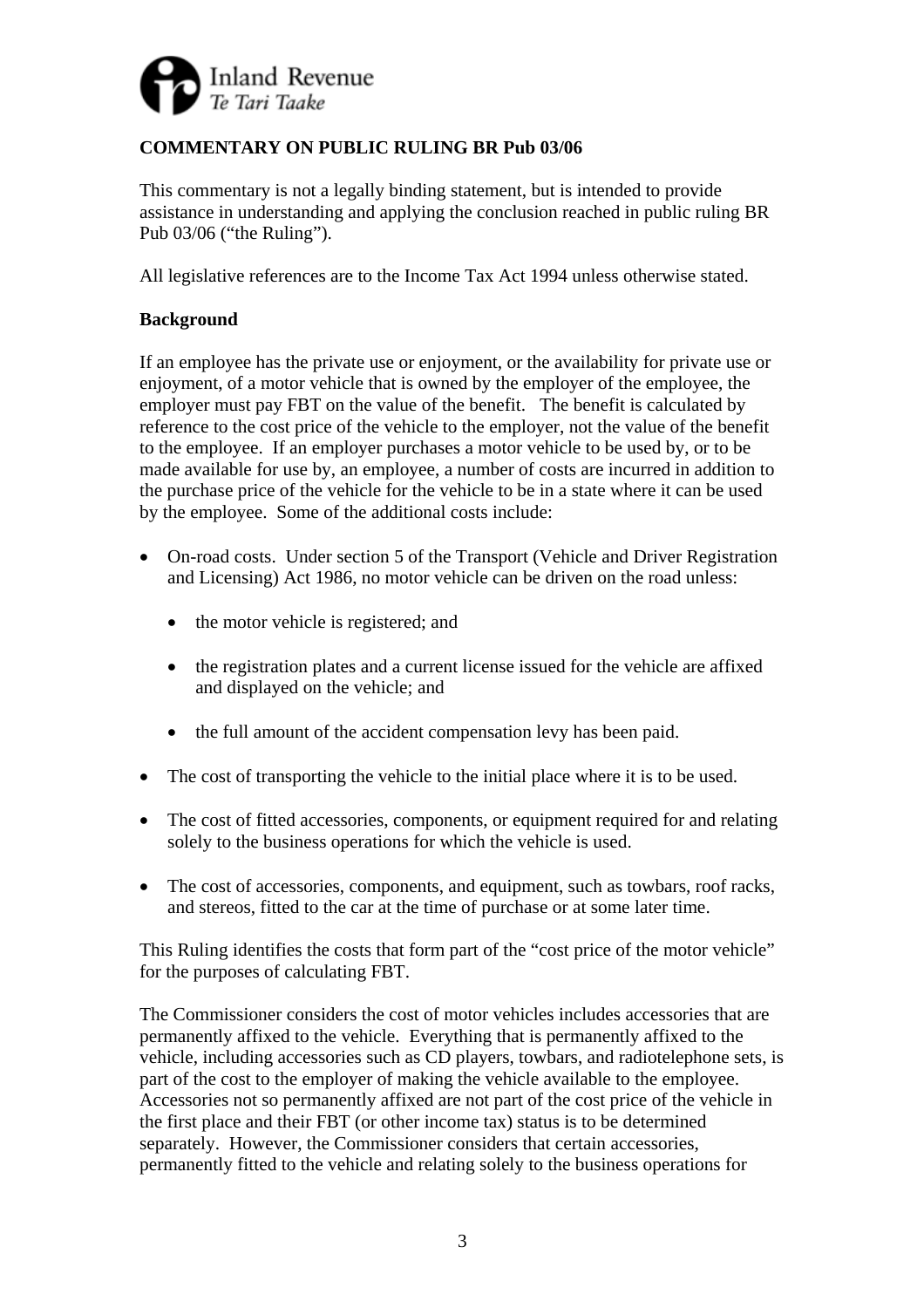**COMMENTARY ON PUBLIC RULING BR Pub 03/06**

This commentary is not a legally binding statement, but is intended to provide assistance in understanding and applying the conclusion reached in public ruling BR Pub 03/06 ("the Ruling").

All legislative references are to the Income Tax Act 1994 unless otherwise stated.

**Background**

If an employee has the private use or enjoyment, or the availability for private use or enjoyment, of a motor vehicle that is owned by the employer of the employee, the employer must pay FBT on the value of the benefit. The benefit is calculated by reference to the cost price of the vehicle to the employer, not the value of the benefit to the employee. If an employer purchases a motor vehicle to be used by, or to be made available for use by, an employee, a number of costs are incurred in addition to the purchase price of the vehicle for the vehicle to be in a state where it can be used by the employee. Some of the additional costs include:

- On-road costs. Under section 5 of the Transport (Vehicle and Driver Registration and Licensing) Act 1986, no motor vehicle can be driven on the road unless:
  - the motor vehicle is registered; and
  - the registration plates and a current license issued for the vehicle are affixed and displayed on the vehicle; and
  - the full amount of the accident compensation levy has been paid.
- The cost of transporting the vehicle to the initial place where it is to be used.
- The cost of fitted accessories, components, or equipment required for and relating solely to the business operations for which the vehicle is used.
- The cost of accessories, components, and equipment, such as towbars, roof racks, and stereos, fitted to the car at the time of purchase or at some later time.

This Ruling identifies the costs that form part of the "cost price of the motor vehicle" for the purposes of calculating FBT.

The Commissioner considers the cost of motor vehicles includes accessories that are permanently affixed to the vehicle. Everything that is permanently affixed to the vehicle, including accessories such as CD players, towbars, and radiotelephone sets, is part of the cost to the employer of making the vehicle available to the employee. Accessories not so permanently affixed are not part of the cost price of the vehicle in the first place and their FBT (or other income tax) status is to be determined separately. However, the Commissioner considers that certain accessories, permanently fitted to the vehicle and relating solely to the business operations for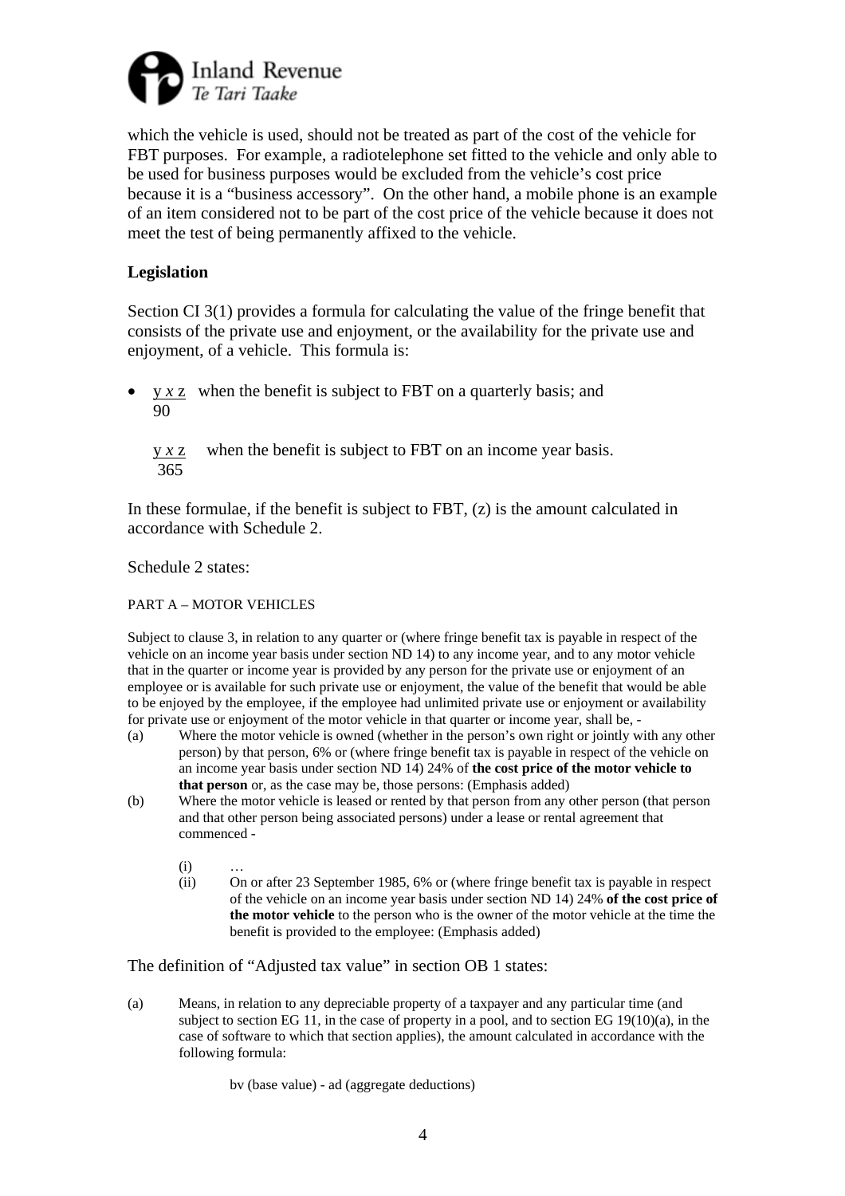which the vehicle is used, should not be treated as part of the cost of the vehicle for FBT purposes. For example, a radiotelephone set fitted to the vehicle and only able to be used for business purposes would be excluded from the vehicle's cost price because it is a "business accessory". On the other hand, a mobile phone is an example of an item considered not to be part of the cost price of the vehicle because it does not meet the test of being permanently affixed to the vehicle.

**Legislation**

Section CI 3(1) provides a formula for calculating the value of the fringe benefit that consists of the private use and enjoyment, or the availability for the private use and enjoyment, of a vehicle. This formula is:

- $\frac{y \times z}{90}$ when the benefit is subject to FBT on a quarterly basis; and

  $\frac{y \times z}{365}$ when the benefit is subject to FBT on an income year basis.

In these formulae, if the benefit is subject to FBT, (z) is the amount calculated in accordance with Schedule 2.

Schedule 2 states:

PART A – MOTOR VEHICLES

Subject to clause 3, in relation to any quarter or (where fringe benefit tax is payable in respect of the vehicle on an income year basis under section ND 14) to any income year, and to any motor vehicle that in the quarter or income year is provided by any person for the private use or enjoyment of an employee or is available for such private use or enjoyment, the value of the benefit that would be able to be enjoyed by the employee, if the employee had unlimited private use or enjoyment or availability for private use or enjoyment of the motor vehicle in that quarter or income year, shall be, -

(a) Where the motor vehicle is owned (whether in the person's own right or jointly with any other person) by that person, 6% or (where fringe benefit tax is payable in respect of the vehicle on an income year basis under section ND 14) 24% of **the cost price of the motor vehicle to that person** or, as the case may be, those persons: (Emphasis added)

(b) Where the motor vehicle is leased or rented by that person from any other person (that person and that other person being associated persons) under a lease or rental agreement that commenced -

  (i) …

  (ii) On or after 23 September 1985, 6% or (where fringe benefit tax is payable in respect of the vehicle on an income year basis under section ND 14) 24% **of the cost price of the motor vehicle** to the person who is the owner of the motor vehicle at the time the benefit is provided to the employee: (Emphasis added)

The definition of "Adjusted tax value" in section OB 1 states:

(a) Means, in relation to any depreciable property of a taxpayer and any particular time (and subject to section EG 11, in the case of property in a pool, and to section EG 19(10)(a), in the case of software to which that section applies), the amount calculated in accordance with the following formula:

  bv (base value) - ad (aggregate deductions)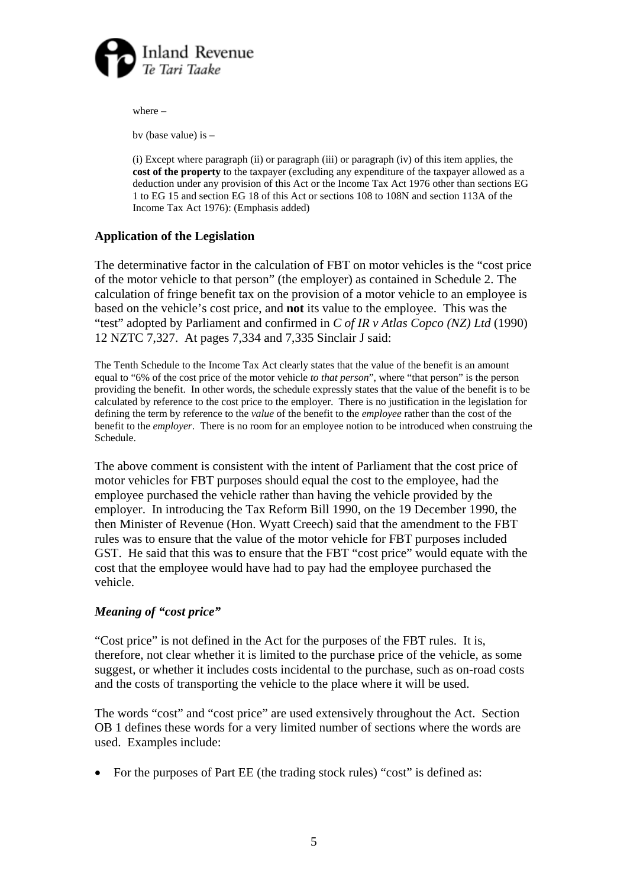where –

bv (base value) is –

(i) Except where paragraph (ii) or paragraph (iii) or paragraph (iv) of this item applies, the **cost of the property** to the taxpayer (excluding any expenditure of the taxpayer allowed as a deduction under any provision of this Act or the Income Tax Act 1976 other than sections EG 1 to EG 15 and section EG 18 of this Act or sections 108 to 108N and section 113A of the Income Tax Act 1976): (Emphasis added)

## Application of the Legislation

The determinative factor in the calculation of FBT on motor vehicles is the "cost price of the motor vehicle to that person" (the employer) as contained in Schedule 2. The calculation of fringe benefit tax on the provision of a motor vehicle to an employee is based on the vehicle's cost price, and **not** its value to the employee. This was the "test" adopted by Parliament and confirmed in *C of IR v Atlas Copco (NZ) Ltd* (1990) 12 NZTC 7,327. At pages 7,334 and 7,335 Sinclair J said:

> The Tenth Schedule to the Income Tax Act clearly states that the value of the benefit is an amount equal to "6% of the cost price of the motor vehicle *to that person*", where "that person" is the person providing the benefit. In other words, the schedule expressly states that the value of the benefit is to be calculated by reference to the cost price to the employer. There is no justification in the legislation for defining the term by reference to the *value* of the benefit to the *employee* rather than the cost of the benefit to the *employer*. There is no room for an employee notion to be introduced when construing the Schedule.

The above comment is consistent with the intent of Parliament that the cost price of motor vehicles for FBT purposes should equal the cost to the employee, had the employee purchased the vehicle rather than having the vehicle provided by the employer. In introducing the Tax Reform Bill 1990, on the 19 December 1990, the then Minister of Revenue (Hon. Wyatt Creech) said that the amendment to the FBT rules was to ensure that the value of the motor vehicle for FBT purposes included GST. He said that this was to ensure that the FBT "cost price" would equate with the cost that the employee would have had to pay had the employee purchased the vehicle.

### *Meaning of "cost price"*

"Cost price" is not defined in the Act for the purposes of the FBT rules. It is, therefore, not clear whether it is limited to the purchase price of the vehicle, as some suggest, or whether it includes costs incidental to the purchase, such as on-road costs and the costs of transporting the vehicle to the place where it will be used.

The words "cost" and "cost price" are used extensively throughout the Act. Section OB 1 defines these words for a very limited number of sections where the words are used. Examples include:

- For the purposes of Part EE (the trading stock rules) "cost" is defined as: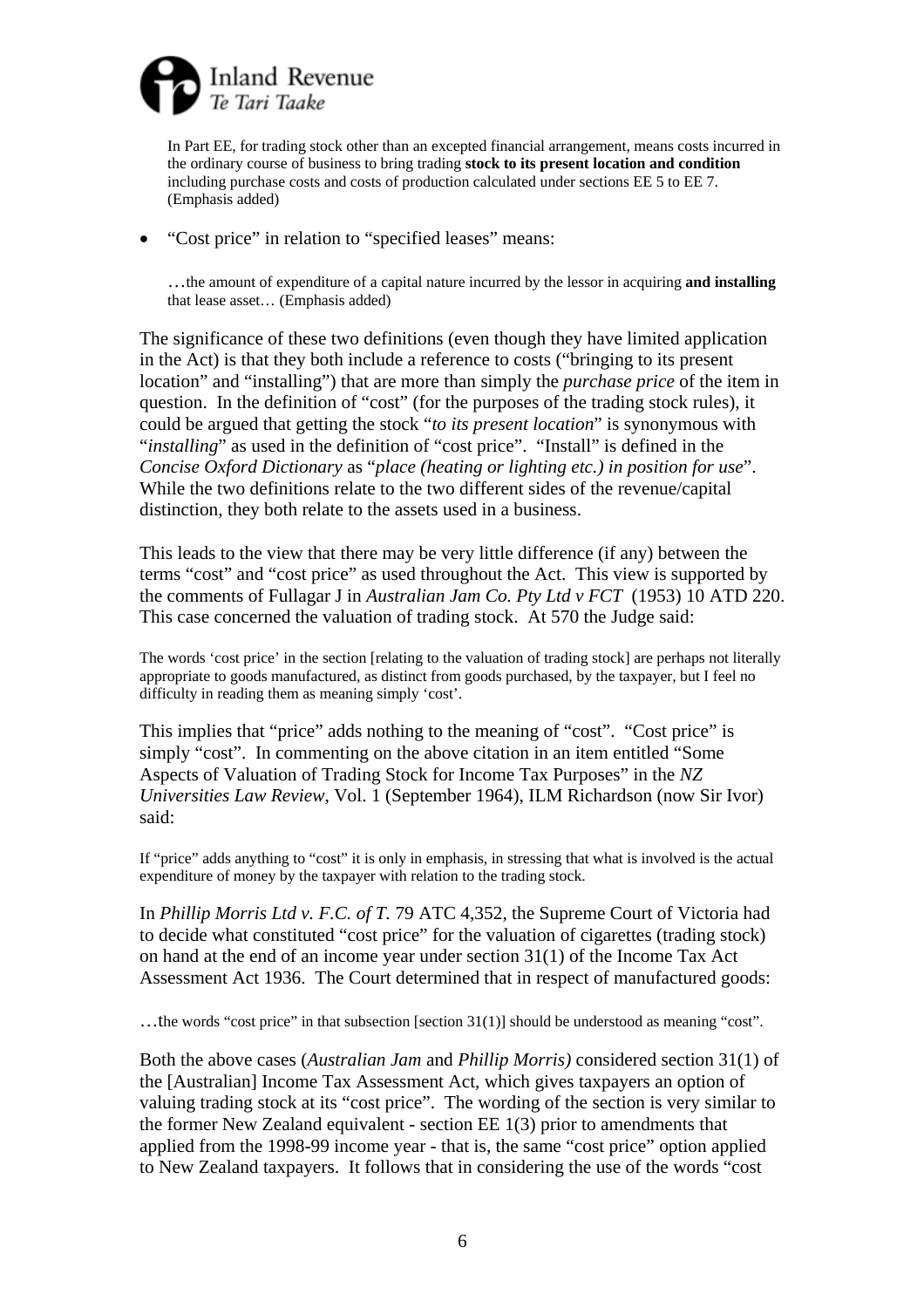> In Part EE, for trading stock other than an excepted financial arrangement, means costs incurred in the ordinary course of business to bring trading **stock to its present location and condition** including purchase costs and costs of production calculated under sections EE 5 to EE 7. (Emphasis added)

- "Cost price" in relation to "specified leases" means:

> …the amount of expenditure of a capital nature incurred by the lessor in acquiring **and installing** that lease asset… (Emphasis added)

The significance of these two definitions (even though they have limited application in the Act) is that they both include a reference to costs ("bringing to its present location" and "installing") that are more than simply the *purchase price* of the item in question. In the definition of "cost" (for the purposes of the trading stock rules), it could be argued that getting the stock "*to its present location*" is synonymous with "*installing*" as used in the definition of "cost price". "Install" is defined in the *Concise Oxford Dictionary* as "*place (heating or lighting etc.) in position for use*". While the two definitions relate to the two different sides of the revenue/capital distinction, they both relate to the assets used in a business.

This leads to the view that there may be very little difference (if any) between the terms "cost" and "cost price" as used throughout the Act. This view is supported by the comments of Fullagar J in *Australian Jam Co. Pty Ltd v FCT* (1953) 10 ATD 220. This case concerned the valuation of trading stock. At 570 the Judge said:

> The words 'cost price' in the section [relating to the valuation of trading stock] are perhaps not literally appropriate to goods manufactured, as distinct from goods purchased, by the taxpayer, but I feel no difficulty in reading them as meaning simply 'cost'.

This implies that "price" adds nothing to the meaning of "cost". "Cost price" is simply "cost". In commenting on the above citation in an item entitled "Some Aspects of Valuation of Trading Stock for Income Tax Purposes" in the *NZ Universities Law Review*, Vol. 1 (September 1964), ILM Richardson (now Sir Ivor) said:

> If "price" adds anything to "cost" it is only in emphasis, in stressing that what is involved is the actual expenditure of money by the taxpayer with relation to the trading stock.

In *Phillip Morris Ltd v. F.C. of T.* 79 ATC 4,352, the Supreme Court of Victoria had to decide what constituted "cost price" for the valuation of cigarettes (trading stock) on hand at the end of an income year under section 31(1) of the Income Tax Act Assessment Act 1936. The Court determined that in respect of manufactured goods:

> …the words "cost price" in that subsection [section 31(1)] should be understood as meaning "cost".

Both the above cases (*Australian Jam* and *Phillip Morris)* considered section 31(1) of the [Australian] Income Tax Assessment Act, which gives taxpayers an option of valuing trading stock at its "cost price". The wording of the section is very similar to the former New Zealand equivalent - section EE 1(3) prior to amendments that applied from the 1998-99 income year - that is, the same "cost price" option applied to New Zealand taxpayers. It follows that in considering the use of the words "cost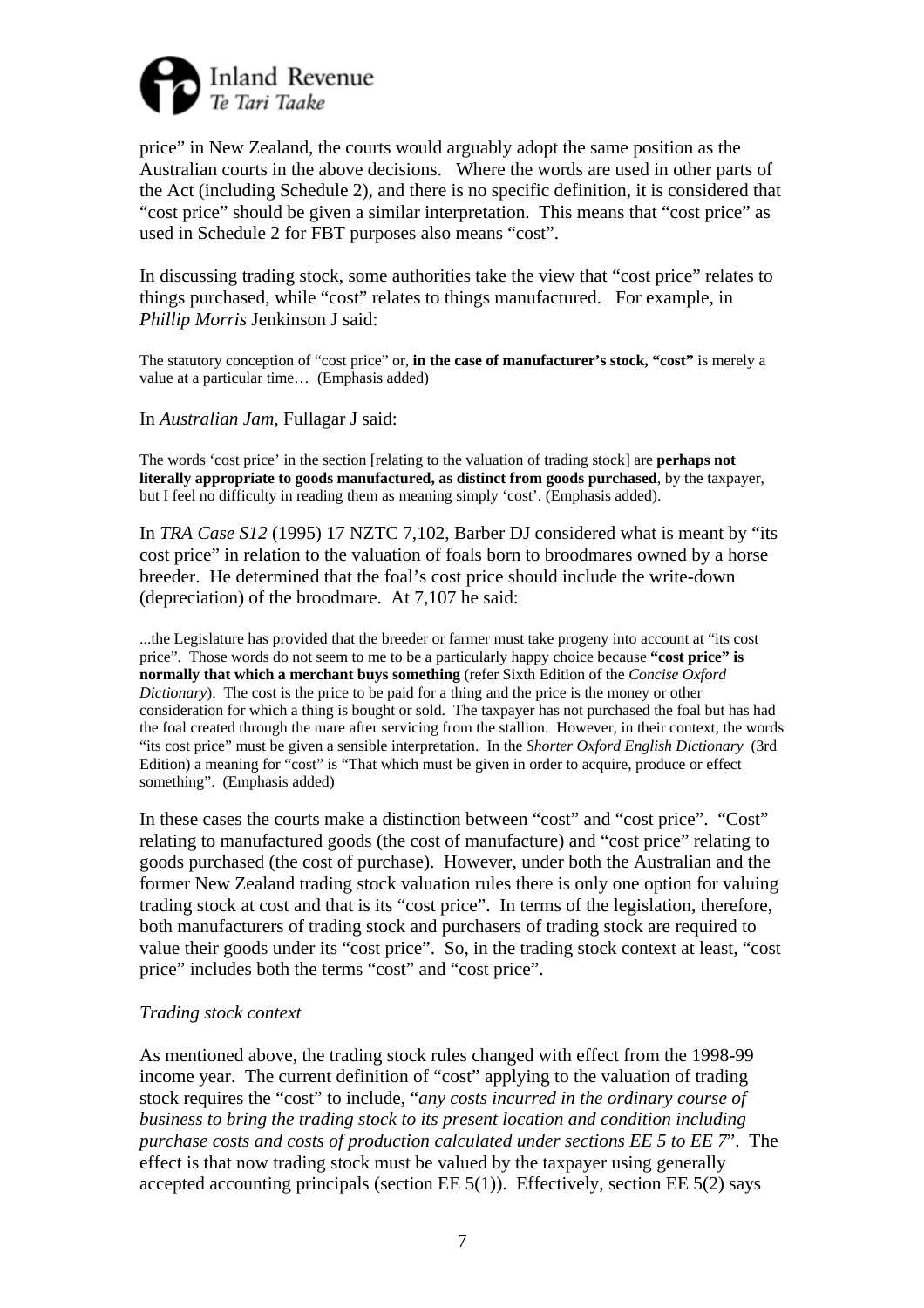price" in New Zealand, the courts would arguably adopt the same position as the Australian courts in the above decisions. Where the words are used in other parts of the Act (including Schedule 2), and there is no specific definition, it is considered that "cost price" should be given a similar interpretation. This means that "cost price" as used in Schedule 2 for FBT purposes also means "cost".

In discussing trading stock, some authorities take the view that "cost price" relates to things purchased, while "cost" relates to things manufactured. For example, in *Phillip Morris* Jenkinson J said:

> The statutory conception of "cost price" or, **in the case of manufacturer's stock, "cost"** is merely a value at a particular time… (Emphasis added)

In *Australian Jam*, Fullagar J said:

> The words 'cost price' in the section [relating to the valuation of trading stock] are **perhaps not literally appropriate to goods manufactured, as distinct from goods purchased**, by the taxpayer, but I feel no difficulty in reading them as meaning simply 'cost'. (Emphasis added).

In *TRA Case S12* (1995) 17 NZTC 7,102, Barber DJ considered what is meant by "its cost price" in relation to the valuation of foals born to broodmares owned by a horse breeder. He determined that the foal's cost price should include the write-down (depreciation) of the broodmare. At 7,107 he said:

> ...the Legislature has provided that the breeder or farmer must take progeny into account at "its cost price". Those words do not seem to me to be a particularly happy choice because **"cost price" is normally that which a merchant buys something** (refer Sixth Edition of the *Concise Oxford Dictionary*). The cost is the price to be paid for a thing and the price is the money or other consideration for which a thing is bought or sold. The taxpayer has not purchased the foal but has had the foal created through the mare after servicing from the stallion. However, in their context, the words "its cost price" must be given a sensible interpretation. In the *Shorter Oxford English Dictionary* (3rd Edition) a meaning for "cost" is "That which must be given in order to acquire, produce or effect something". (Emphasis added)

In these cases the courts make a distinction between "cost" and "cost price". "Cost" relating to manufactured goods (the cost of manufacture) and "cost price" relating to goods purchased (the cost of purchase). However, under both the Australian and the former New Zealand trading stock valuation rules there is only one option for valuing trading stock at cost and that is its "cost price". In terms of the legislation, therefore, both manufacturers of trading stock and purchasers of trading stock are required to value their goods under its "cost price". So, in the trading stock context at least, "cost price" includes both the terms "cost" and "cost price".

*Trading stock context*

As mentioned above, the trading stock rules changed with effect from the 1998-99 income year. The current definition of "cost" applying to the valuation of trading stock requires the "cost" to include, "*any costs incurred in the ordinary course of business to bring the trading stock to its present location and condition including purchase costs and costs of production calculated under sections EE 5 to EE 7*". The effect is that now trading stock must be valued by the taxpayer using generally accepted accounting principals (section EE 5(1)). Effectively, section EE 5(2) says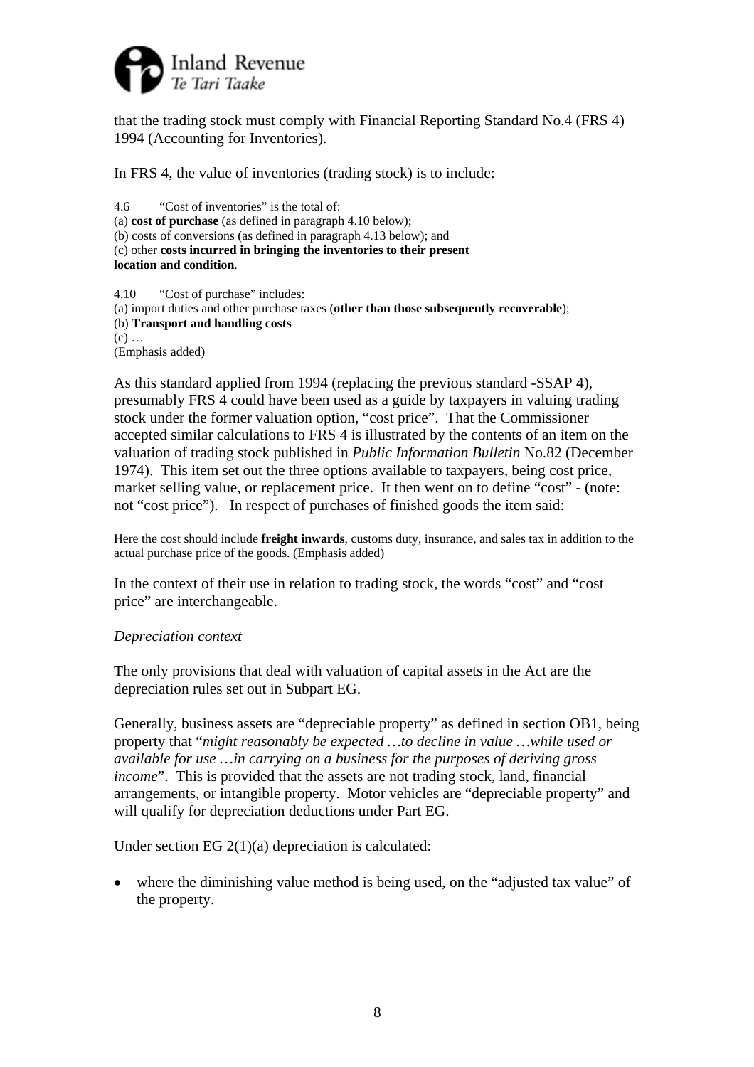that the trading stock must comply with Financial Reporting Standard No.4 (FRS 4) 1994 (Accounting for Inventories).

In FRS 4, the value of inventories (trading stock) is to include:

> 4.6 "Cost of inventories" is the total of:
> (a) **cost of purchase** (as defined in paragraph 4.10 below);
> (b) costs of conversions (as defined in paragraph 4.13 below); and
> (c) other **costs incurred in bringing the inventories to their present location and condition**.
>
> 4.10 "Cost of purchase" includes:
> (a) import duties and other purchase taxes (**other than those subsequently recoverable**);
> (b) **Transport and handling costs**
> (c) …
> (Emphasis added)

As this standard applied from 1994 (replacing the previous standard -SSAP 4), presumably FRS 4 could have been used as a guide by taxpayers in valuing trading stock under the former valuation option, "cost price". That the Commissioner accepted similar calculations to FRS 4 is illustrated by the contents of an item on the valuation of trading stock published in *Public Information Bulletin* No.82 (December 1974). This item set out the three options available to taxpayers, being cost price, market selling value, or replacement price. It then went on to define "cost" - (note: not "cost price"). In respect of purchases of finished goods the item said:

> Here the cost should include **freight inwards**, customs duty, insurance, and sales tax in addition to the actual purchase price of the goods. (Emphasis added)

In the context of their use in relation to trading stock, the words "cost" and "cost price" are interchangeable.

*Depreciation context*

The only provisions that deal with valuation of capital assets in the Act are the depreciation rules set out in Subpart EG.

Generally, business assets are "depreciable property" as defined in section OB1, being property that "*might reasonably be expected …to decline in value …while used or available for use …in carrying on a business for the purposes of deriving gross income*". This is provided that the assets are not trading stock, land, financial arrangements, or intangible property. Motor vehicles are "depreciable property" and will qualify for depreciation deductions under Part EG.

Under section EG 2(1)(a) depreciation is calculated:

- where the diminishing value method is being used, on the "adjusted tax value" of the property.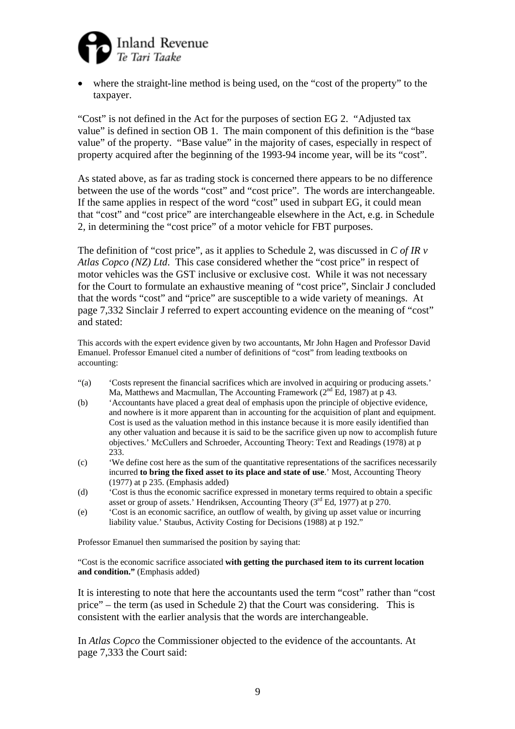- where the straight-line method is being used, on the "cost of the property" to the taxpayer.

"Cost" is not defined in the Act for the purposes of section EG 2. "Adjusted tax value" is defined in section OB 1. The main component of this definition is the "base value" of the property. "Base value" in the majority of cases, especially in respect of property acquired after the beginning of the 1993-94 income year, will be its "cost".

As stated above, as far as trading stock is concerned there appears to be no difference between the use of the words "cost" and "cost price". The words are interchangeable. If the same applies in respect of the word "cost" used in subpart EG, it could mean that "cost" and "cost price" are interchangeable elsewhere in the Act, e.g. in Schedule 2, in determining the "cost price" of a motor vehicle for FBT purposes.

The definition of "cost price", as it applies to Schedule 2, was discussed in *C of IR v Atlas Copco (NZ) Ltd*. This case considered whether the "cost price" in respect of motor vehicles was the GST inclusive or exclusive cost. While it was not necessary for the Court to formulate an exhaustive meaning of "cost price", Sinclair J concluded that the words "cost" and "price" are susceptible to a wide variety of meanings. At page 7,332 Sinclair J referred to expert accounting evidence on the meaning of "cost" and stated:

> This accords with the expert evidence given by two accountants, Mr John Hagen and Professor David Emanuel. Professor Emanuel cited a number of definitions of "cost" from leading textbooks on accounting:
>
> "(a) 'Costs represent the financial sacrifices which are involved in acquiring or producing assets.' Ma, Matthews and Macmullan, The Accounting Framework (2nd Ed, 1987) at p 43.
>
> (b) 'Accountants have placed a great deal of emphasis upon the principle of objective evidence, and nowhere is it more apparent than in accounting for the acquisition of plant and equipment. Cost is used as the valuation method in this instance because it is more easily identified than any other valuation and because it is said to be the sacrifice given up now to accomplish future objectives.' McCullers and Schroeder, Accounting Theory: Text and Readings (1978) at p 233.
>
> (c) 'We define cost here as the sum of the quantitative representations of the sacrifices necessarily incurred **to bring the fixed asset to its place and state of use**.' Most, Accounting Theory (1977) at p 235. (Emphasis added)
>
> (d) 'Cost is thus the economic sacrifice expressed in monetary terms required to obtain a specific asset or group of assets.' Hendriksen, Accounting Theory (3rd Ed, 1977) at p 270.
>
> (e) 'Cost is an economic sacrifice, an outflow of wealth, by giving up asset value or incurring liability value.' Staubus, Activity Costing for Decisions (1988) at p 192."
>
> Professor Emanuel then summarised the position by saying that:
>
> "Cost is the economic sacrifice associated **with getting the purchased item to its current location and condition."** (Emphasis added)

It is interesting to note that here the accountants used the term "cost" rather than "cost price" – the term (as used in Schedule 2) that the Court was considering. This is consistent with the earlier analysis that the words are interchangeable.

In *Atlas Copco* the Commissioner objected to the evidence of the accountants. At page 7,333 the Court said: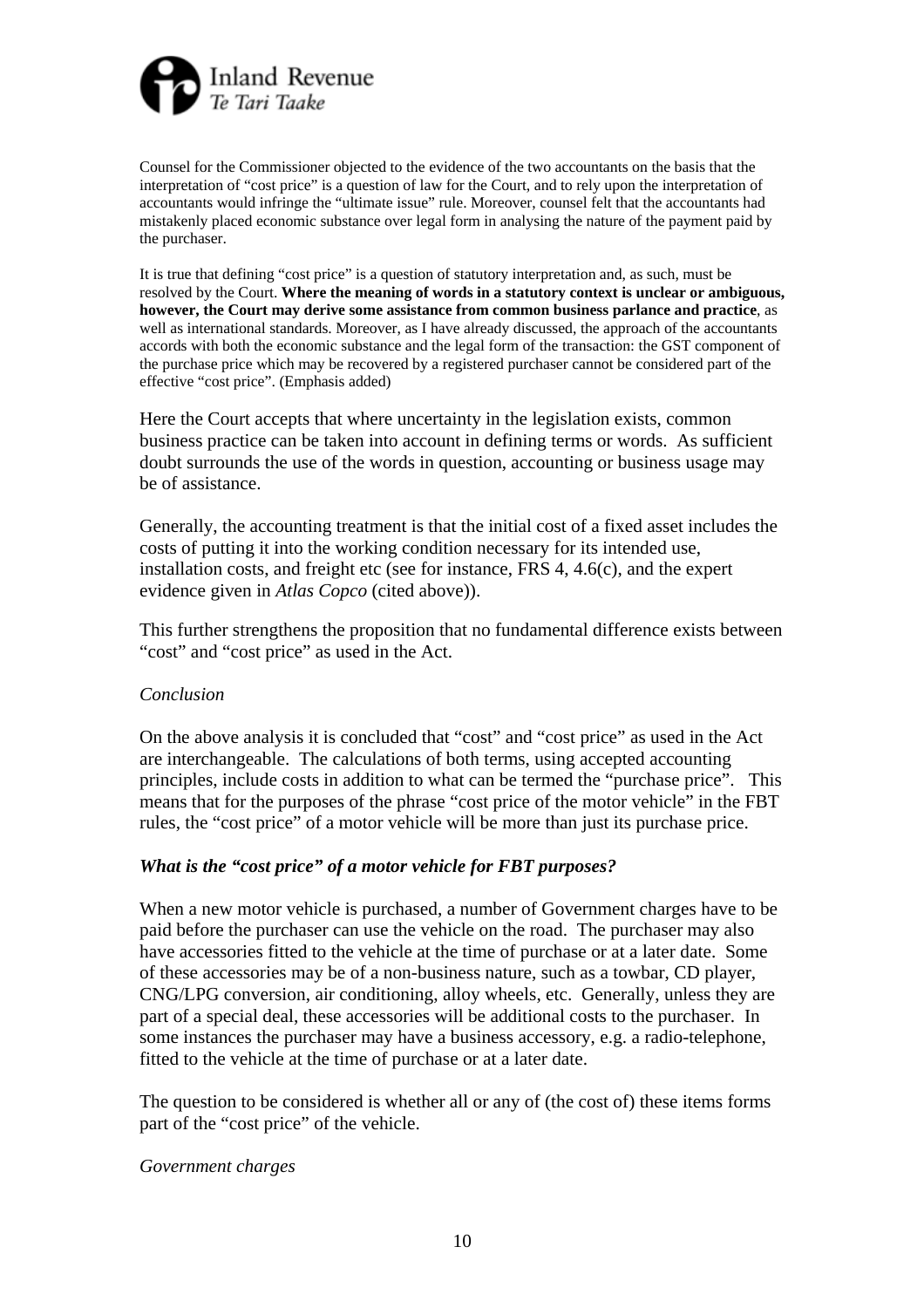Counsel for the Commissioner objected to the evidence of the two accountants on the basis that the interpretation of "cost price" is a question of law for the Court, and to rely upon the interpretation of accountants would infringe the "ultimate issue" rule. Moreover, counsel felt that the accountants had mistakenly placed economic substance over legal form in analysing the nature of the payment paid by the purchaser.

It is true that defining "cost price" is a question of statutory interpretation and, as such, must be resolved by the Court. **Where the meaning of words in a statutory context is unclear or ambiguous, however, the Court may derive some assistance from common business parlance and practice**, as well as international standards. Moreover, as I have already discussed, the approach of the accountants accords with both the economic substance and the legal form of the transaction: the GST component of the purchase price which may be recovered by a registered purchaser cannot be considered part of the effective "cost price". (Emphasis added)

Here the Court accepts that where uncertainty in the legislation exists, common business practice can be taken into account in defining terms or words. As sufficient doubt surrounds the use of the words in question, accounting or business usage may be of assistance.

Generally, the accounting treatment is that the initial cost of a fixed asset includes the costs of putting it into the working condition necessary for its intended use, installation costs, and freight etc (see for instance, FRS 4, 4.6(c), and the expert evidence given in *Atlas Copco* (cited above)).

This further strengthens the proposition that no fundamental difference exists between "cost" and "cost price" as used in the Act.

*Conclusion*

On the above analysis it is concluded that "cost" and "cost price" as used in the Act are interchangeable. The calculations of both terms, using accepted accounting principles, include costs in addition to what can be termed the "purchase price". This means that for the purposes of the phrase "cost price of the motor vehicle" in the FBT rules, the "cost price" of a motor vehicle will be more than just its purchase price.

### *What is the "cost price" of a motor vehicle for FBT purposes?*

When a new motor vehicle is purchased, a number of Government charges have to be paid before the purchaser can use the vehicle on the road. The purchaser may also have accessories fitted to the vehicle at the time of purchase or at a later date. Some of these accessories may be of a non-business nature, such as a towbar, CD player, CNG/LPG conversion, air conditioning, alloy wheels, etc. Generally, unless they are part of a special deal, these accessories will be additional costs to the purchaser. In some instances the purchaser may have a business accessory, e.g. a radio-telephone, fitted to the vehicle at the time of purchase or at a later date.

The question to be considered is whether all or any of (the cost of) these items forms part of the "cost price" of the vehicle.

*Government charges*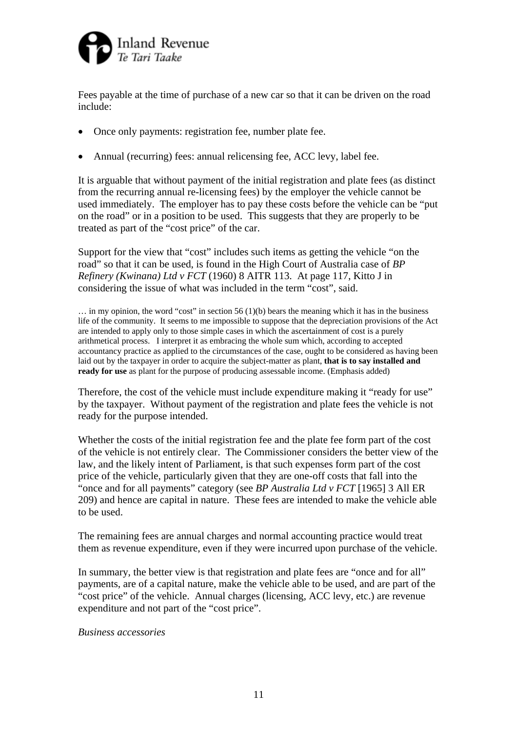Fees payable at the time of purchase of a new car so that it can be driven on the road include:

- Once only payments: registration fee, number plate fee.
- Annual (recurring) fees: annual relicensing fee, ACC levy, label fee.

It is arguable that without payment of the initial registration and plate fees (as distinct from the recurring annual re-licensing fees) by the employer the vehicle cannot be used immediately. The employer has to pay these costs before the vehicle can be "put on the road" or in a position to be used. This suggests that they are properly to be treated as part of the "cost price" of the car.

Support for the view that "cost" includes such items as getting the vehicle "on the road" so that it can be used, is found in the High Court of Australia case of *BP Refinery (Kwinana) Ltd v FCT* (1960) 8 AITR 113. At page 117, Kitto J in considering the issue of what was included in the term "cost", said.

> … in my opinion, the word "cost" in section 56 (1)(b) bears the meaning which it has in the business life of the community. It seems to me impossible to suppose that the depreciation provisions of the Act are intended to apply only to those simple cases in which the ascertainment of cost is a purely arithmetical process. I interpret it as embracing the whole sum which, according to accepted accountancy practice as applied to the circumstances of the case, ought to be considered as having been laid out by the taxpayer in order to acquire the subject-matter as plant, **that is to say installed and ready for use** as plant for the purpose of producing assessable income. (Emphasis added)

Therefore, the cost of the vehicle must include expenditure making it "ready for use" by the taxpayer. Without payment of the registration and plate fees the vehicle is not ready for the purpose intended.

Whether the costs of the initial registration fee and the plate fee form part of the cost of the vehicle is not entirely clear. The Commissioner considers the better view of the law, and the likely intent of Parliament, is that such expenses form part of the cost price of the vehicle, particularly given that they are one-off costs that fall into the "once and for all payments" category (see *BP Australia Ltd v FCT* [1965] 3 All ER 209) and hence are capital in nature. These fees are intended to make the vehicle able to be used.

The remaining fees are annual charges and normal accounting practice would treat them as revenue expenditure, even if they were incurred upon purchase of the vehicle.

In summary, the better view is that registration and plate fees are "once and for all" payments, are of a capital nature, make the vehicle able to be used, and are part of the "cost price" of the vehicle. Annual charges (licensing, ACC levy, etc.) are revenue expenditure and not part of the "cost price".

*Business accessories*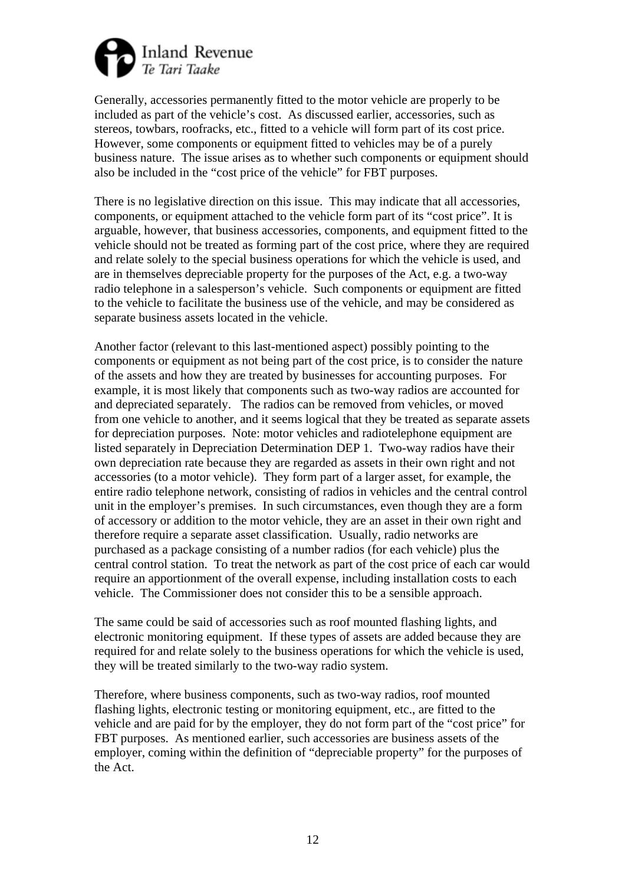Generally, accessories permanently fitted to the motor vehicle are properly to be included as part of the vehicle's cost. As discussed earlier, accessories, such as stereos, towbars, roofracks, etc., fitted to a vehicle will form part of its cost price. However, some components or equipment fitted to vehicles may be of a purely business nature. The issue arises as to whether such components or equipment should also be included in the "cost price of the vehicle" for FBT purposes.

There is no legislative direction on this issue. This may indicate that all accessories, components, or equipment attached to the vehicle form part of its "cost price". It is arguable, however, that business accessories, components, and equipment fitted to the vehicle should not be treated as forming part of the cost price, where they are required and relate solely to the special business operations for which the vehicle is used, and are in themselves depreciable property for the purposes of the Act, e.g. a two-way radio telephone in a salesperson's vehicle. Such components or equipment are fitted to the vehicle to facilitate the business use of the vehicle, and may be considered as separate business assets located in the vehicle.

Another factor (relevant to this last-mentioned aspect) possibly pointing to the components or equipment as not being part of the cost price, is to consider the nature of the assets and how they are treated by businesses for accounting purposes. For example, it is most likely that components such as two-way radios are accounted for and depreciated separately. The radios can be removed from vehicles, or moved from one vehicle to another, and it seems logical that they be treated as separate assets for depreciation purposes. Note: motor vehicles and radiotelephone equipment are listed separately in Depreciation Determination DEP 1. Two-way radios have their own depreciation rate because they are regarded as assets in their own right and not accessories (to a motor vehicle). They form part of a larger asset, for example, the entire radio telephone network, consisting of radios in vehicles and the central control unit in the employer's premises. In such circumstances, even though they are a form of accessory or addition to the motor vehicle, they are an asset in their own right and therefore require a separate asset classification. Usually, radio networks are purchased as a package consisting of a number radios (for each vehicle) plus the central control station. To treat the network as part of the cost price of each car would require an apportionment of the overall expense, including installation costs to each vehicle. The Commissioner does not consider this to be a sensible approach.

The same could be said of accessories such as roof mounted flashing lights, and electronic monitoring equipment. If these types of assets are added because they are required for and relate solely to the business operations for which the vehicle is used, they will be treated similarly to the two-way radio system.

Therefore, where business components, such as two-way radios, roof mounted flashing lights, electronic testing or monitoring equipment, etc., are fitted to the vehicle and are paid for by the employer, they do not form part of the "cost price" for FBT purposes. As mentioned earlier, such accessories are business assets of the employer, coming within the definition of "depreciable property" for the purposes of the Act.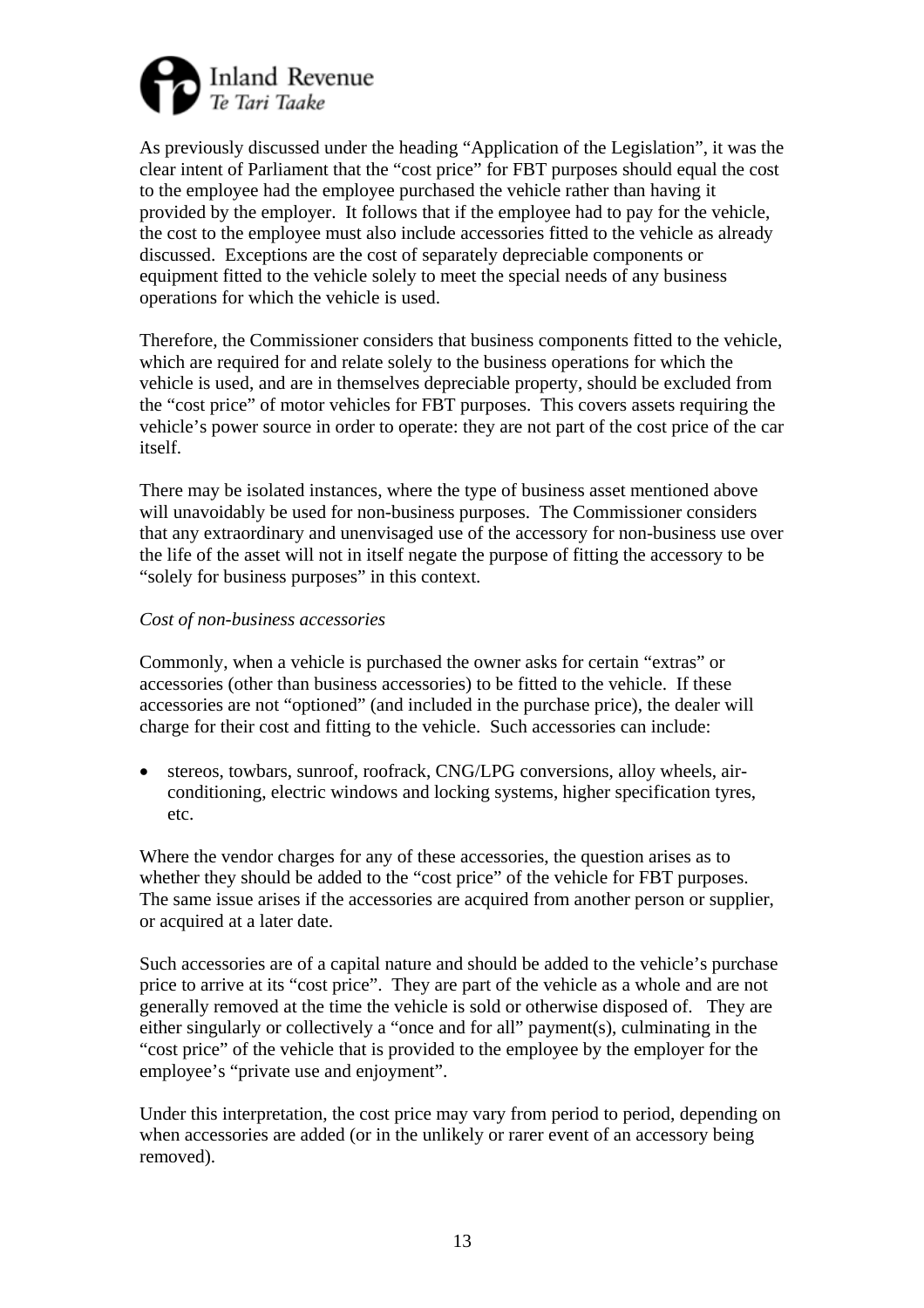As previously discussed under the heading "Application of the Legislation", it was the clear intent of Parliament that the "cost price" for FBT purposes should equal the cost to the employee had the employee purchased the vehicle rather than having it provided by the employer. It follows that if the employee had to pay for the vehicle, the cost to the employee must also include accessories fitted to the vehicle as already discussed. Exceptions are the cost of separately depreciable components or equipment fitted to the vehicle solely to meet the special needs of any business operations for which the vehicle is used.

Therefore, the Commissioner considers that business components fitted to the vehicle, which are required for and relate solely to the business operations for which the vehicle is used, and are in themselves depreciable property, should be excluded from the "cost price" of motor vehicles for FBT purposes. This covers assets requiring the vehicle's power source in order to operate: they are not part of the cost price of the car itself.

There may be isolated instances, where the type of business asset mentioned above will unavoidably be used for non-business purposes. The Commissioner considers that any extraordinary and unenvisaged use of the accessory for non-business use over the life of the asset will not in itself negate the purpose of fitting the accessory to be "solely for business purposes" in this context.

*Cost of non-business accessories*

Commonly, when a vehicle is purchased the owner asks for certain "extras" or accessories (other than business accessories) to be fitted to the vehicle. If these accessories are not "optioned" (and included in the purchase price), the dealer will charge for their cost and fitting to the vehicle. Such accessories can include:

- stereos, towbars, sunroof, roofrack, CNG/LPG conversions, alloy wheels, air-conditioning, electric windows and locking systems, higher specification tyres, etc.

Where the vendor charges for any of these accessories, the question arises as to whether they should be added to the "cost price" of the vehicle for FBT purposes. The same issue arises if the accessories are acquired from another person or supplier, or acquired at a later date.

Such accessories are of a capital nature and should be added to the vehicle's purchase price to arrive at its "cost price". They are part of the vehicle as a whole and are not generally removed at the time the vehicle is sold or otherwise disposed of. They are either singularly or collectively a "once and for all" payment(s), culminating in the "cost price" of the vehicle that is provided to the employee by the employer for the employee's "private use and enjoyment".

Under this interpretation, the cost price may vary from period to period, depending on when accessories are added (or in the unlikely or rarer event of an accessory being removed).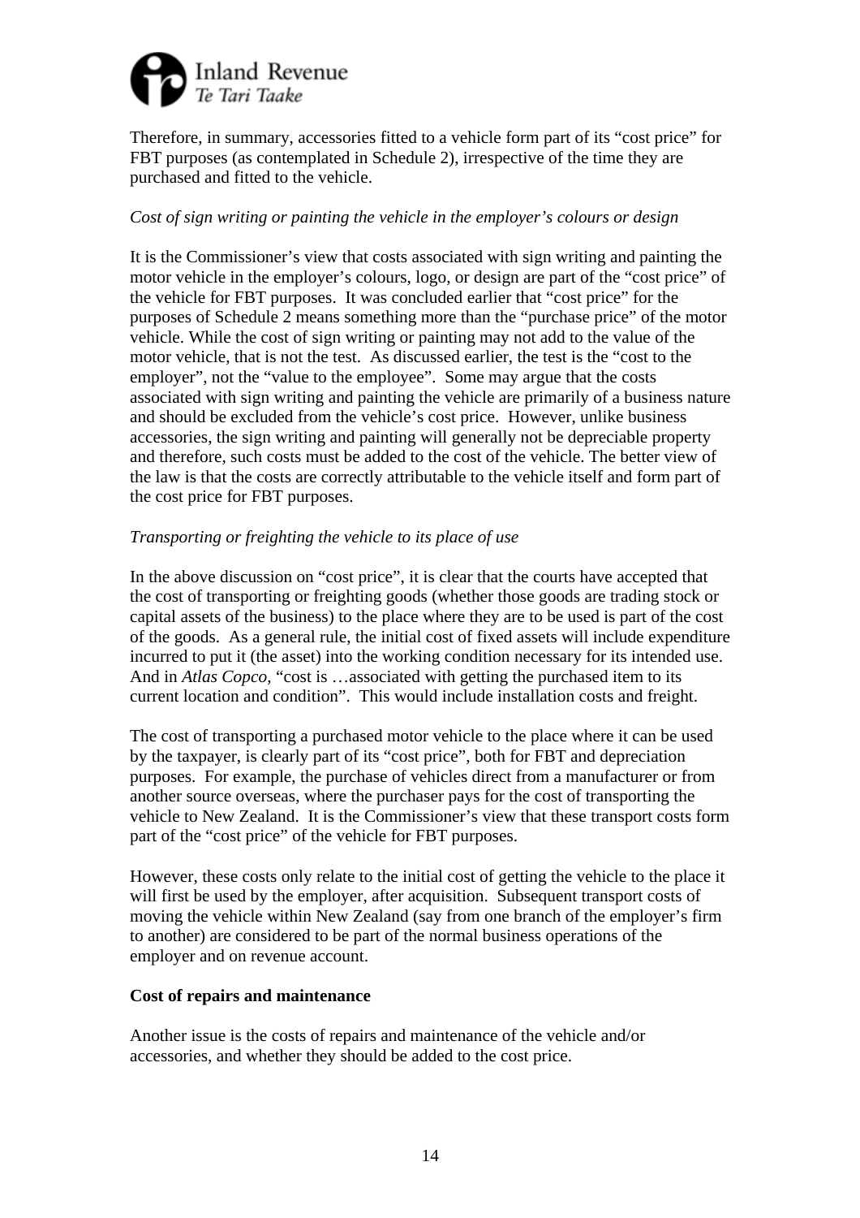Therefore, in summary, accessories fitted to a vehicle form part of its "cost price" for FBT purposes (as contemplated in Schedule 2), irrespective of the time they are purchased and fitted to the vehicle.

*Cost of sign writing or painting the vehicle in the employer's colours or design*

It is the Commissioner's view that costs associated with sign writing and painting the motor vehicle in the employer's colours, logo, or design are part of the "cost price" of the vehicle for FBT purposes. It was concluded earlier that "cost price" for the purposes of Schedule 2 means something more than the "purchase price" of the motor vehicle. While the cost of sign writing or painting may not add to the value of the motor vehicle, that is not the test. As discussed earlier, the test is the "cost to the employer", not the "value to the employee". Some may argue that the costs associated with sign writing and painting the vehicle are primarily of a business nature and should be excluded from the vehicle's cost price. However, unlike business accessories, the sign writing and painting will generally not be depreciable property and therefore, such costs must be added to the cost of the vehicle. The better view of the law is that the costs are correctly attributable to the vehicle itself and form part of the cost price for FBT purposes.

*Transporting or freighting the vehicle to its place of use*

In the above discussion on "cost price", it is clear that the courts have accepted that the cost of transporting or freighting goods (whether those goods are trading stock or capital assets of the business) to the place where they are to be used is part of the cost of the goods. As a general rule, the initial cost of fixed assets will include expenditure incurred to put it (the asset) into the working condition necessary for its intended use. And in *Atlas Copco*, "cost is …associated with getting the purchased item to its current location and condition". This would include installation costs and freight.

The cost of transporting a purchased motor vehicle to the place where it can be used by the taxpayer, is clearly part of its "cost price", both for FBT and depreciation purposes. For example, the purchase of vehicles direct from a manufacturer or from another source overseas, where the purchaser pays for the cost of transporting the vehicle to New Zealand. It is the Commissioner's view that these transport costs form part of the "cost price" of the vehicle for FBT purposes.

However, these costs only relate to the initial cost of getting the vehicle to the place it will first be used by the employer, after acquisition. Subsequent transport costs of moving the vehicle within New Zealand (say from one branch of the employer's firm to another) are considered to be part of the normal business operations of the employer and on revenue account.

**Cost of repairs and maintenance**

Another issue is the costs of repairs and maintenance of the vehicle and/or accessories, and whether they should be added to the cost price.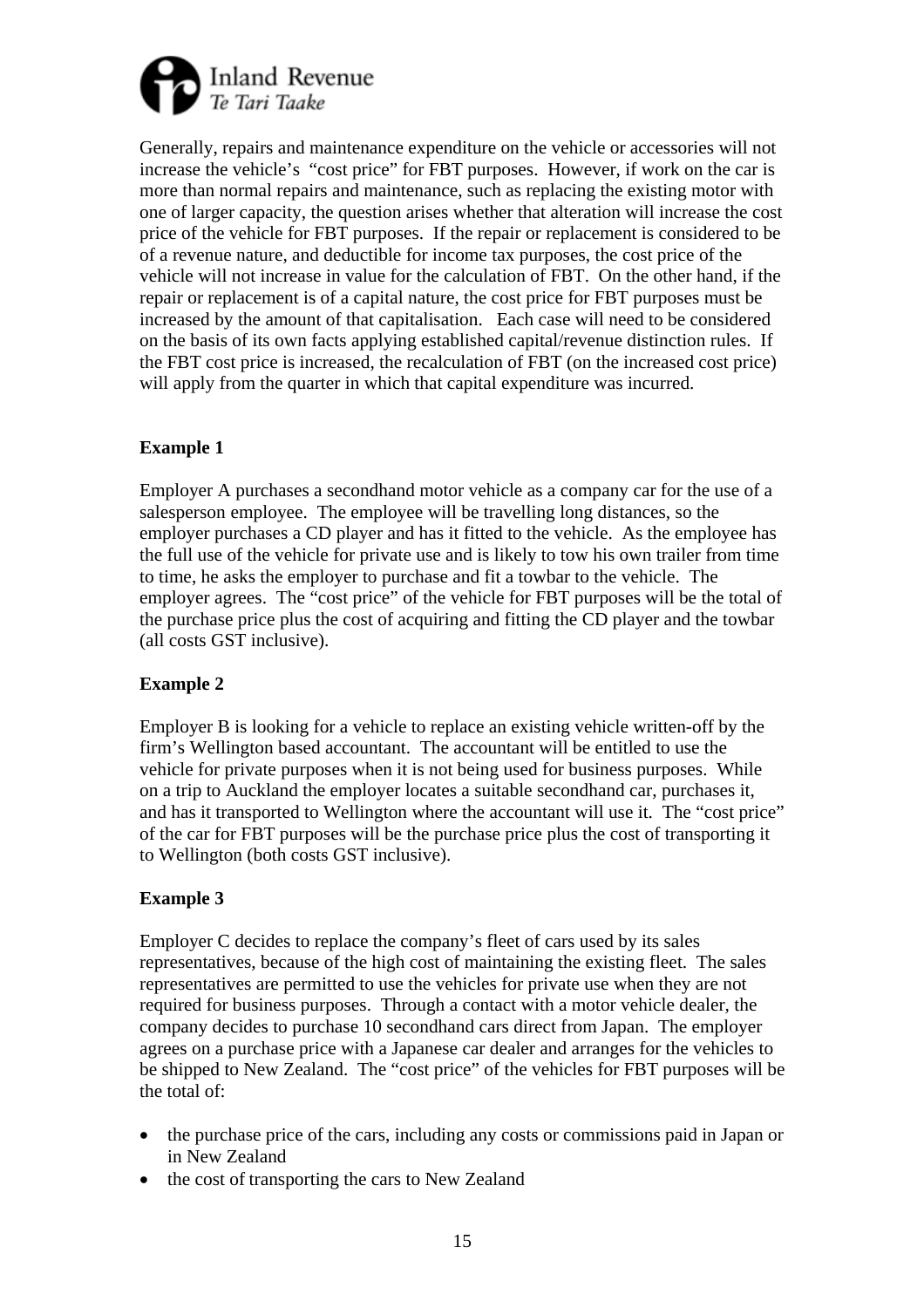Generally, repairs and maintenance expenditure on the vehicle or accessories will not increase the vehicle's "cost price" for FBT purposes. However, if work on the car is more than normal repairs and maintenance, such as replacing the existing motor with one of larger capacity, the question arises whether that alteration will increase the cost price of the vehicle for FBT purposes. If the repair or replacement is considered to be of a revenue nature, and deductible for income tax purposes, the cost price of the vehicle will not increase in value for the calculation of FBT. On the other hand, if the repair or replacement is of a capital nature, the cost price for FBT purposes must be increased by the amount of that capitalisation. Each case will need to be considered on the basis of its own facts applying established capital/revenue distinction rules. If the FBT cost price is increased, the recalculation of FBT (on the increased cost price) will apply from the quarter in which that capital expenditure was incurred.

**Example 1**

Employer A purchases a secondhand motor vehicle as a company car for the use of a salesperson employee. The employee will be travelling long distances, so the employer purchases a CD player and has it fitted to the vehicle. As the employee has the full use of the vehicle for private use and is likely to tow his own trailer from time to time, he asks the employer to purchase and fit a towbar to the vehicle. The employer agrees. The "cost price" of the vehicle for FBT purposes will be the total of the purchase price plus the cost of acquiring and fitting the CD player and the towbar (all costs GST inclusive).

**Example 2**

Employer B is looking for a vehicle to replace an existing vehicle written-off by the firm's Wellington based accountant. The accountant will be entitled to use the vehicle for private purposes when it is not being used for business purposes. While on a trip to Auckland the employer locates a suitable secondhand car, purchases it, and has it transported to Wellington where the accountant will use it. The "cost price" of the car for FBT purposes will be the purchase price plus the cost of transporting it to Wellington (both costs GST inclusive).

**Example 3**

Employer C decides to replace the company's fleet of cars used by its sales representatives, because of the high cost of maintaining the existing fleet. The sales representatives are permitted to use the vehicles for private use when they are not required for business purposes. Through a contact with a motor vehicle dealer, the company decides to purchase 10 secondhand cars direct from Japan. The employer agrees on a purchase price with a Japanese car dealer and arranges for the vehicles to be shipped to New Zealand. The "cost price" of the vehicles for FBT purposes will be the total of:

- the purchase price of the cars, including any costs or commissions paid in Japan or in New Zealand
- the cost of transporting the cars to New Zealand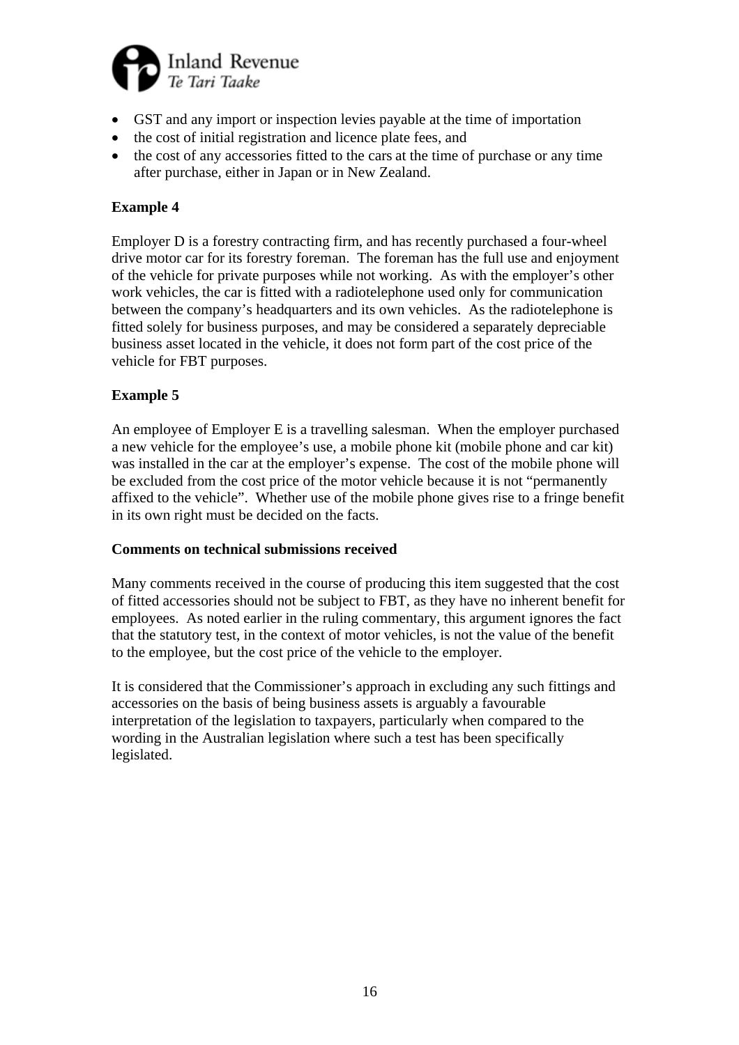- GST and any import or inspection levies payable at the time of importation
- the cost of initial registration and licence plate fees, and
- the cost of any accessories fitted to the cars at the time of purchase or any time after purchase, either in Japan or in New Zealand.

**Example 4**

Employer D is a forestry contracting firm, and has recently purchased a four-wheel drive motor car for its forestry foreman. The foreman has the full use and enjoyment of the vehicle for private purposes while not working. As with the employer's other work vehicles, the car is fitted with a radiotelephone used only for communication between the company's headquarters and its own vehicles. As the radiotelephone is fitted solely for business purposes, and may be considered a separately depreciable business asset located in the vehicle, it does not form part of the cost price of the vehicle for FBT purposes.

**Example 5**

An employee of Employer E is a travelling salesman. When the employer purchased a new vehicle for the employee's use, a mobile phone kit (mobile phone and car kit) was installed in the car at the employer's expense. The cost of the mobile phone will be excluded from the cost price of the motor vehicle because it is not "permanently affixed to the vehicle". Whether use of the mobile phone gives rise to a fringe benefit in its own right must be decided on the facts.

**Comments on technical submissions received**

Many comments received in the course of producing this item suggested that the cost of fitted accessories should not be subject to FBT, as they have no inherent benefit for employees. As noted earlier in the ruling commentary, this argument ignores the fact that the statutory test, in the context of motor vehicles, is not the value of the benefit to the employee, but the cost price of the vehicle to the employer.

It is considered that the Commissioner's approach in excluding any such fittings and accessories on the basis of being business assets is arguably a favourable interpretation of the legislation to taxpayers, particularly when compared to the wording in the Australian legislation where such a test has been specifically legislated.